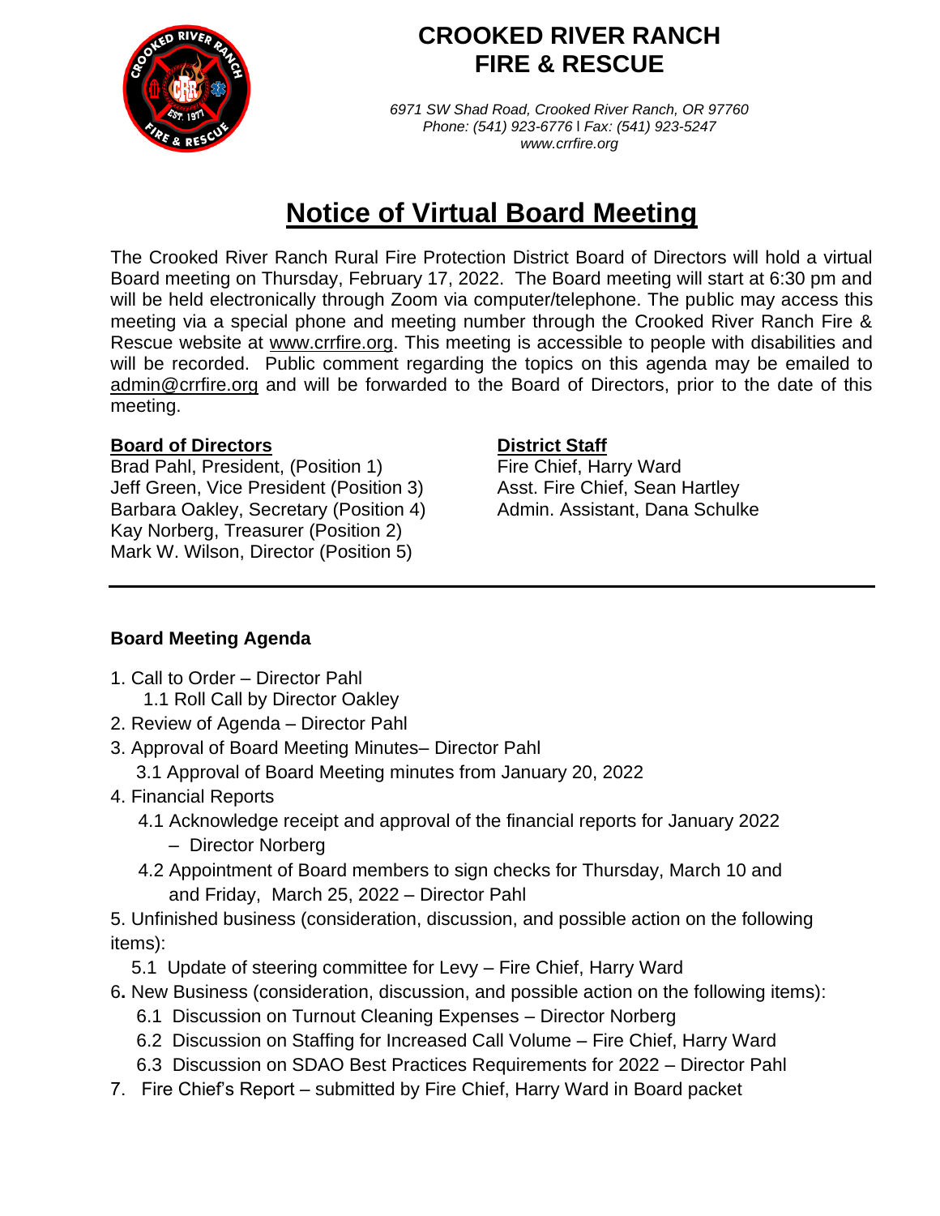# CROOKED RIVER RANCH FIRE & RESCUE

*6971 SW Shad Road, Crooked River Ranch, OR 97760*
*Phone: (541) 923-6776 | Fax: (541) 923-5247*
*www.crrfire.org*

# Notice of Virtual Board Meeting

The Crooked River Ranch Rural Fire Protection District Board of Directors will hold a virtual Board meeting on Thursday, February 17, 2022. The Board meeting will start at 6:30 pm and will be held electronically through Zoom via computer/telephone. The public may access this meeting via a special phone and meeting number through the Crooked River Ranch Fire & Rescue website at www.crrfire.org. This meeting is accessible to people with disabilities and will be recorded. Public comment regarding the topics on this agenda may be emailed to admin@crrfire.org and will be forwarded to the Board of Directors, prior to the date of this meeting.

**Board of Directors**

Brad Pahl, President, (Position 1)
Jeff Green, Vice President (Position 3)
Barbara Oakley, Secretary (Position 4)
Kay Norberg, Treasurer (Position 2)
Mark W. Wilson, Director (Position 5)

**District Staff**

Fire Chief, Harry Ward
Asst. Fire Chief, Sean Hartley
Admin. Assistant, Dana Schulke

---

**Board Meeting Agenda**

1. Call to Order – Director Pahl
   1.1 Roll Call by Director Oakley
2. Review of Agenda – Director Pahl
3. Approval of Board Meeting Minutes– Director Pahl
   3.1 Approval of Board Meeting minutes from January 20, 2022
4. Financial Reports
   4.1 Acknowledge receipt and approval of the financial reports for January 2022 – Director Norberg
   4.2 Appointment of Board members to sign checks for Thursday, March 10 and and Friday, March 25, 2022 – Director Pahl
5. Unfinished business (consideration, discussion, and possible action on the following items):
   5.1 Update of steering committee for Levy – Fire Chief, Harry Ward
6. New Business (consideration, discussion, and possible action on the following items):
   6.1 Discussion on Turnout Cleaning Expenses – Director Norberg
   6.2 Discussion on Staffing for Increased Call Volume – Fire Chief, Harry Ward
   6.3 Discussion on SDAO Best Practices Requirements for 2022 – Director Pahl
7. Fire Chief's Report – submitted by Fire Chief, Harry Ward in Board packet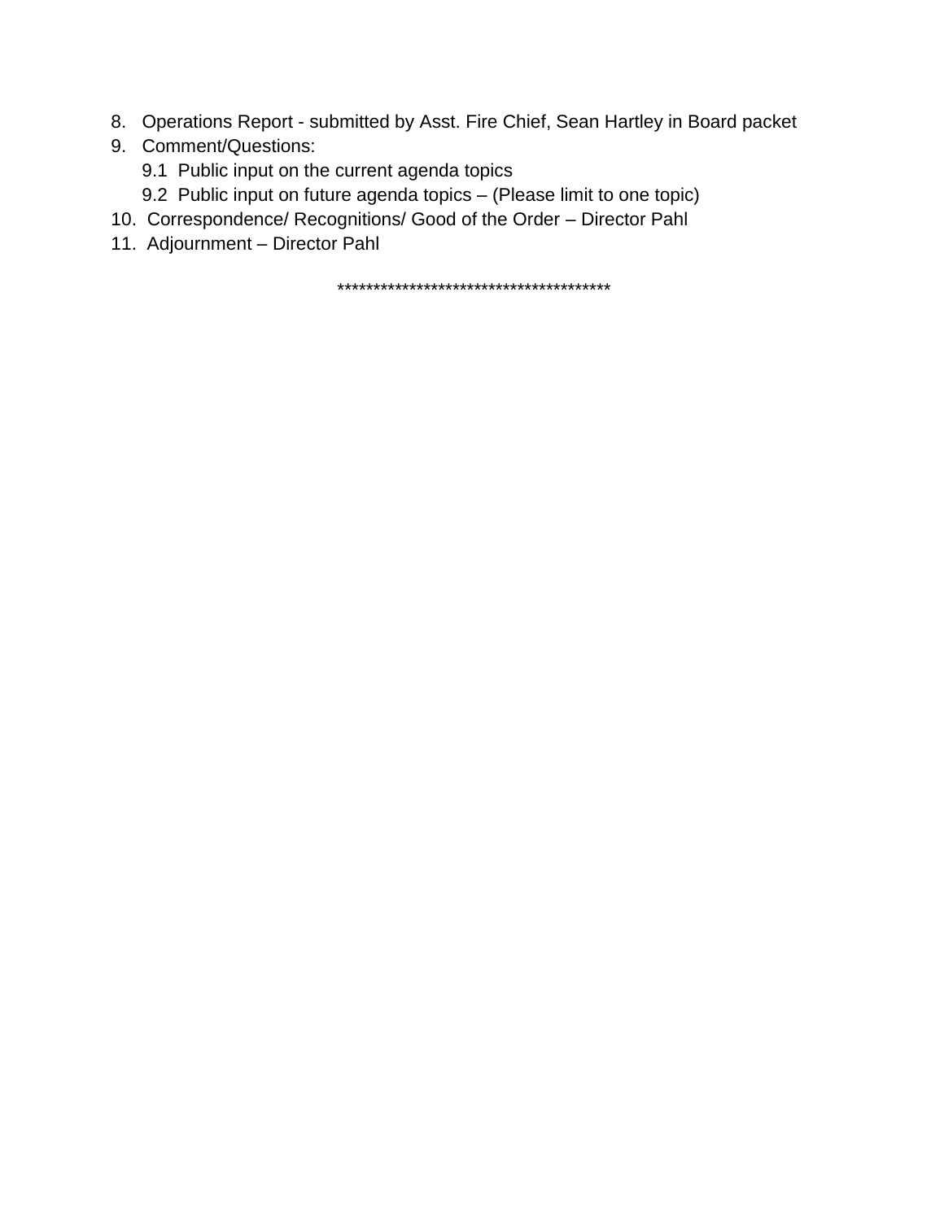8. Operations Report - submitted by Asst. Fire Chief, Sean Hartley in Board packet
9. Comment/Questions:
   9.1 Public input on the current agenda topics
   9.2 Public input on future agenda topics – (Please limit to one topic)
10. Correspondence/ Recognitions/ Good of the Order – Director Pahl
11. Adjournment – Director Pahl

**************************************